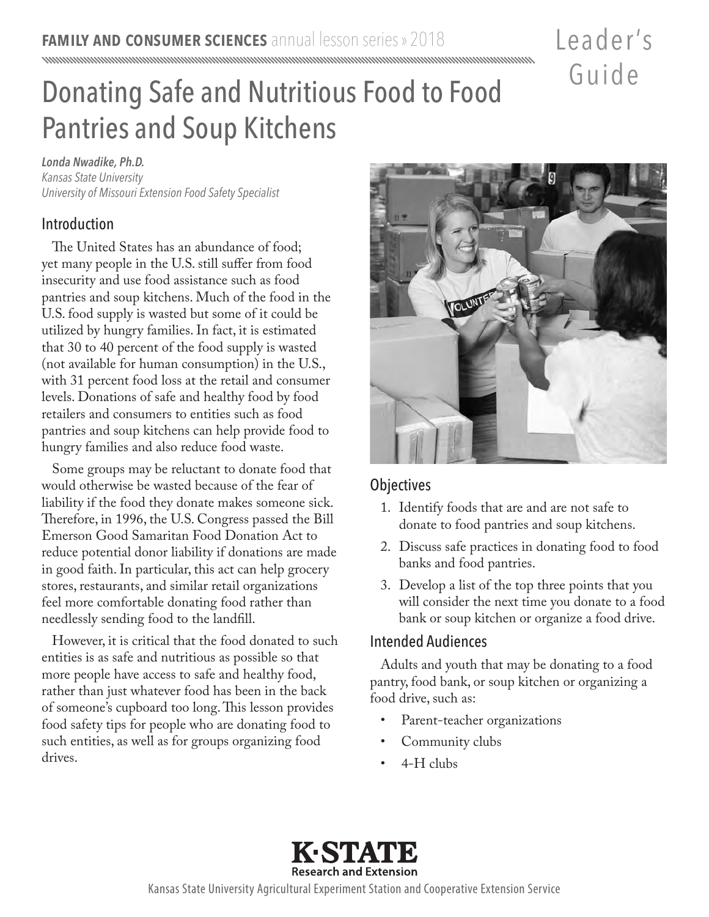**FAMILY AND CONSUMER SCIENCES** annual lesson series » 2018

Leader's Guide

# Donating Safe and Nutritious Food to Food Pantries and Soup Kitchens

***Londa Nwadike, Ph.D.***
*Kansas State University*
*University of Missouri Extension Food Safety Specialist*

## Introduction

The United States has an abundance of food; yet many people in the U.S. still suffer from food insecurity and use food assistance such as food pantries and soup kitchens. Much of the food in the U.S. food supply is wasted but some of it could be utilized by hungry families. In fact, it is estimated that 30 to 40 percent of the food supply is wasted (not available for human consumption) in the U.S., with 31 percent food loss at the retail and consumer levels. Donations of safe and healthy food by food retailers and consumers to entities such as food pantries and soup kitchens can help provide food to hungry families and also reduce food waste.

Some groups may be reluctant to donate food that would otherwise be wasted because of the fear of liability if the food they donate makes someone sick. Therefore, in 1996, the U.S. Congress passed the Bill Emerson Good Samaritan Food Donation Act to reduce potential donor liability if donations are made in good faith. In particular, this act can help grocery stores, restaurants, and similar retail organizations feel more comfortable donating food rather than needlessly sending food to the landfill.

However, it is critical that the food donated to such entities is as safe and nutritious as possible so that more people have access to safe and healthy food, rather than just whatever food has been in the back of someone's cupboard too long. This lesson provides food safety tips for people who are donating food to such entities, as well as for groups organizing food drives.

## Objectives

1. Identify foods that are and are not safe to donate to food pantries and soup kitchens.
2. Discuss safe practices in donating food to food banks and food pantries.
3. Develop a list of the top three points that you will consider the next time you donate to a food bank or soup kitchen or organize a food drive.

## Intended Audiences

Adults and youth that may be donating to a food pantry, food bank, or soup kitchen or organizing a food drive, such as:

- Parent-teacher organizations
- Community clubs
- 4-H clubs

**K·STATE** Research and Extension

Kansas State University Agricultural Experiment Station and Cooperative Extension Service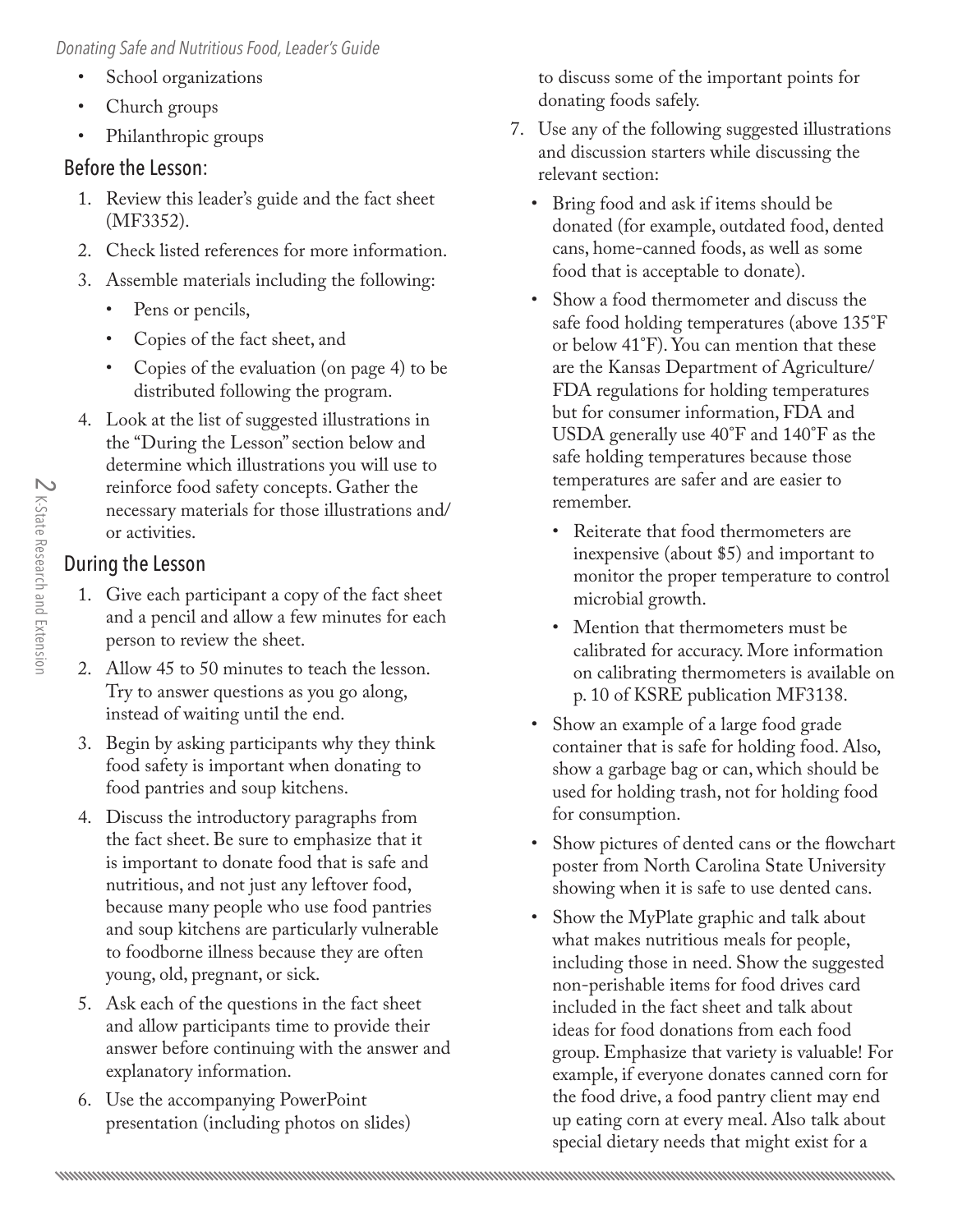- School organizations
- Church groups
- Philanthropic groups

## Before the Lesson:

1. Review this leader's guide and the fact sheet (MF3352).
2. Check listed references for more information.
3. Assemble materials including the following:
   - Pens or pencils,
   - Copies of the fact sheet, and
   - Copies of the evaluation (on page 4) to be distributed following the program.
4. Look at the list of suggested illustrations in the "During the Lesson" section below and determine which illustrations you will use to reinforce food safety concepts. Gather the necessary materials for those illustrations and/or activities.

## During the Lesson

1. Give each participant a copy of the fact sheet and a pencil and allow a few minutes for each person to review the sheet.
2. Allow 45 to 50 minutes to teach the lesson. Try to answer questions as you go along, instead of waiting until the end.
3. Begin by asking participants why they think food safety is important when donating to food pantries and soup kitchens.
4. Discuss the introductory paragraphs from the fact sheet. Be sure to emphasize that it is important to donate food that is safe and nutritious, and not just any leftover food, because many people who use food pantries and soup kitchens are particularly vulnerable to foodborne illness because they are often young, old, pregnant, or sick.
5. Ask each of the questions in the fact sheet and allow participants time to provide their answer before continuing with the answer and explanatory information.
6. Use the accompanying PowerPoint presentation (including photos on slides) to discuss some of the important points for donating foods safely.
7. Use any of the following suggested illustrations and discussion starters while discussing the relevant section:
   - Bring food and ask if items should be donated (for example, outdated food, dented cans, home-canned foods, as well as some food that is acceptable to donate).
   - Show a food thermometer and discuss the safe food holding temperatures (above 135°F or below 41°F). You can mention that these are the Kansas Department of Agriculture/FDA regulations for holding temperatures but for consumer information, FDA and USDA generally use 40°F and 140°F as the safe holding temperatures because those temperatures are safer and are easier to remember.
     - Reiterate that food thermometers are inexpensive (about $5) and important to monitor the proper temperature to control microbial growth.
     - Mention that thermometers must be calibrated for accuracy. More information on calibrating thermometers is available on p. 10 of KSRE publication MF3138.
   - Show an example of a large food grade container that is safe for holding food. Also, show a garbage bag or can, which should be used for holding trash, not for holding food for consumption.
   - Show pictures of dented cans or the flowchart poster from North Carolina State University showing when it is safe to use dented cans.
   - Show the MyPlate graphic and talk about what makes nutritious meals for people, including those in need. Show the suggested non-perishable items for food drives card included in the fact sheet and talk about ideas for food donations from each food group. Emphasize that variety is valuable! For example, if everyone donates canned corn for the food drive, a food pantry client may end up eating corn at every meal. Also talk about special dietary needs that might exist for a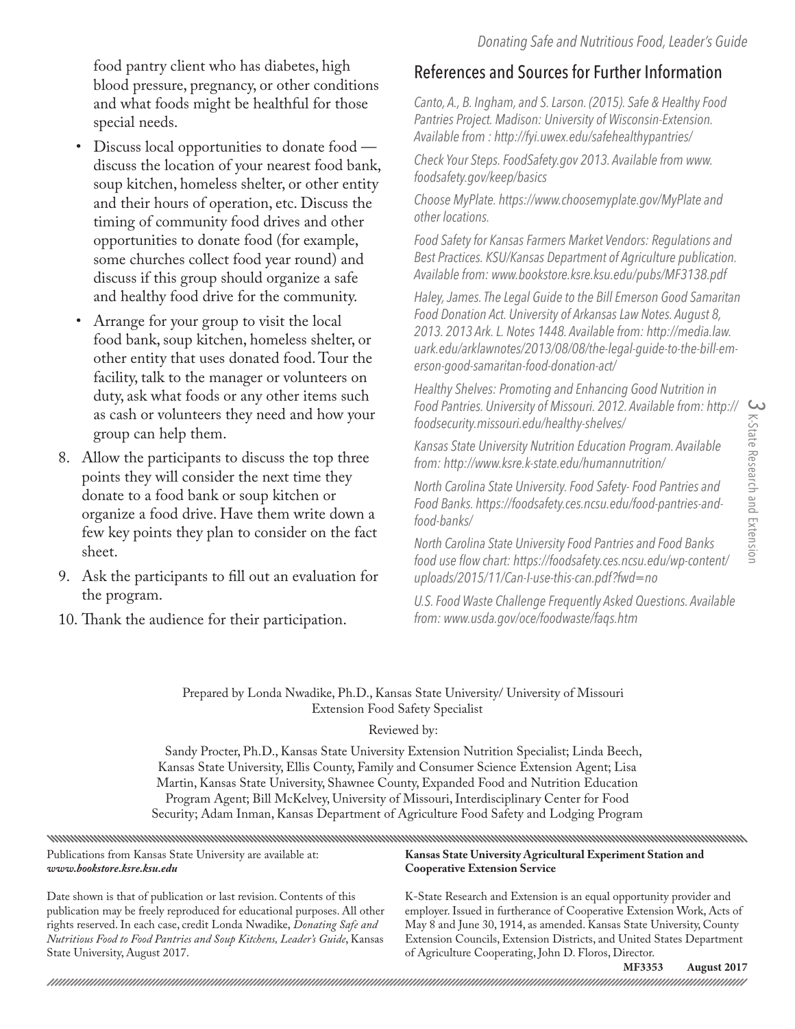food pantry client who has diabetes, high blood pressure, pregnancy, or other conditions and what foods might be healthful for those special needs.

- Discuss local opportunities to donate food — discuss the location of your nearest food bank, soup kitchen, homeless shelter, or other entity and their hours of operation, etc. Discuss the timing of community food drives and other opportunities to donate food (for example, some churches collect food year round) and discuss if this group should organize a safe and healthy food drive for the community.
- Arrange for your group to visit the local food bank, soup kitchen, homeless shelter, or other entity that uses donated food. Tour the facility, talk to the manager or volunteers on duty, ask what foods or any other items such as cash or volunteers they need and how your group can help them.

8. Allow the participants to discuss the top three points they will consider the next time they donate to a food bank or soup kitchen or organize a food drive. Have them write down a few key points they plan to consider on the fact sheet.
9. Ask the participants to fill out an evaluation for the program.
10. Thank the audience for their participation.

## References and Sources for Further Information

*Canto, A., B. Ingham, and S. Larson. (2015). Safe & Healthy Food Pantries Project. Madison: University of Wisconsin-Extension. Available from : http://fyi.uwex.edu/safehealthypantries/*

*Check Your Steps. FoodSafety.gov 2013. Available from www.foodsafety.gov/keep/basics*

*Choose MyPlate. https://www.choosemyplate.gov/MyPlate and other locations.*

*Food Safety for Kansas Farmers Market Vendors: Regulations and Best Practices. KSU/Kansas Department of Agriculture publication. Available from: www.bookstore.ksre.ksu.edu/pubs/MF3138.pdf*

*Haley, James. The Legal Guide to the Bill Emerson Good Samaritan Food Donation Act. University of Arkansas Law Notes. August 8, 2013. 2013 Ark. L. Notes 1448. Available from: http://media.law.uark.edu/arklawnotes/2013/08/08/the-legal-guide-to-the-bill-emerson-good-samaritan-food-donation-act/*

*Healthy Shelves: Promoting and Enhancing Good Nutrition in Food Pantries. University of Missouri. 2012. Available from: http://foodsecurity.missouri.edu/healthy-shelves/*

*Kansas State University Nutrition Education Program. Available from: http://www.ksre.k-state.edu/humannutrition/*

*North Carolina State University. Food Safety- Food Pantries and Food Banks. https://foodsafety.ces.ncsu.edu/food-pantries-and-food-banks/*

*North Carolina State University Food Pantries and Food Banks food use flow chart: https://foodsafety.ces.ncsu.edu/wp-content/uploads/2015/11/Can-I-use-this-can.pdf?fwd=no*

*U.S. Food Waste Challenge Frequently Asked Questions. Available from: www.usda.gov/oce/foodwaste/faqs.htm*

Prepared by Londa Nwadike, Ph.D., Kansas State University/ University of Missouri Extension Food Safety Specialist

Reviewed by:

Sandy Procter, Ph.D., Kansas State University Extension Nutrition Specialist; Linda Beech, Kansas State University, Ellis County, Family and Consumer Science Extension Agent; Lisa Martin, Kansas State University, Shawnee County, Expanded Food and Nutrition Education Program Agent; Bill McKelvey, University of Missouri, Interdisciplinary Center for Food Security; Adam Inman, Kansas Department of Agriculture Food Safety and Lodging Program

Publications from Kansas State University are available at: ***www.bookstore.ksre.ksu.edu***

Date shown is that of publication or last revision. Contents of this publication may be freely reproduced for educational purposes. All other rights reserved. In each case, credit Londa Nwadike, *Donating Safe and Nutritious Food to Food Pantries and Soup Kitchens, Leader's Guide*, Kansas State University, August 2017.

**Kansas State University Agricultural Experiment Station and Cooperative Extension Service**

K-State Research and Extension is an equal opportunity provider and employer. Issued in furtherance of Cooperative Extension Work, Acts of May 8 and June 30, 1914, as amended. Kansas State University, County Extension Councils, Extension Districts, and United States Department of Agriculture Cooperating, John D. Floros, Director.

**MF3353 August 2017**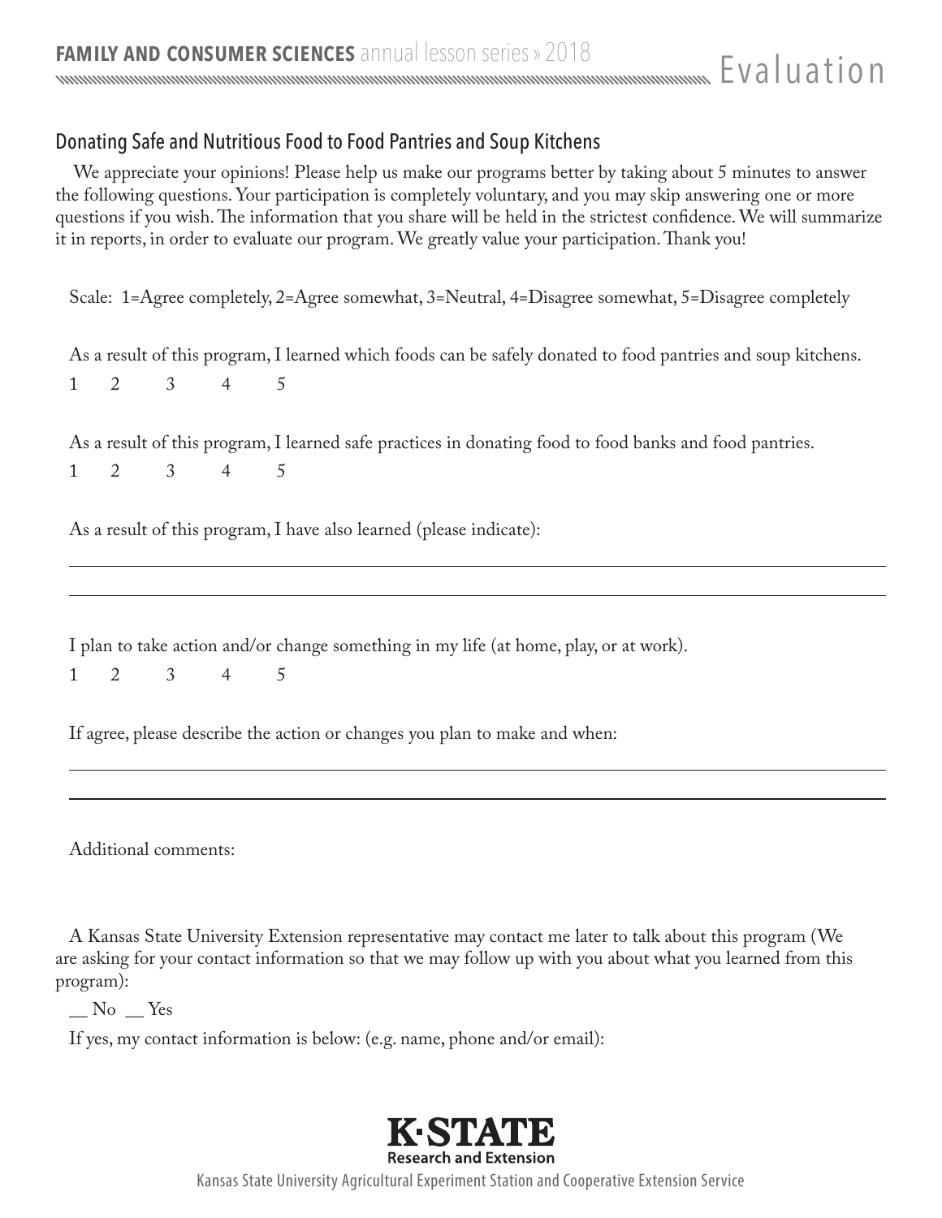# Evaluation

## Donating Safe and Nutritious Food to Food Pantries and Soup Kitchens

We appreciate your opinions! Please help us make our programs better by taking about 5 minutes to answer the following questions. Your participation is completely voluntary, and you may skip answering one or more questions if you wish. The information that you share will be held in the strictest confidence. We will summarize it in reports, in order to evaluate our program. We greatly value your participation. Thank you!

Scale: 1=Agree completely, 2=Agree somewhat, 3=Neutral, 4=Disagree somewhat, 5=Disagree completely

As a result of this program, I learned which foods can be safely donated to food pantries and soup kitchens.

1 2 3 4 5

As a result of this program, I learned safe practices in donating food to food banks and food pantries.

1 2 3 4 5

As a result of this program, I have also learned (please indicate):

_______________________________________________

_______________________________________________

I plan to take action and/or change something in my life (at home, play, or at work).

1 2 3 4 5

If agree, please describe the action or changes you plan to make and when:

_______________________________________________

_______________________________________________

Additional comments:

A Kansas State University Extension representative may contact me later to talk about this program (We are asking for your contact information so that we may follow up with you about what you learned from this program):

__ No __ Yes

If yes, my contact information is below: (e.g. name, phone and/or email):

K·STATE Research and Extension

Kansas State University Agricultural Experiment Station and Cooperative Extension Service